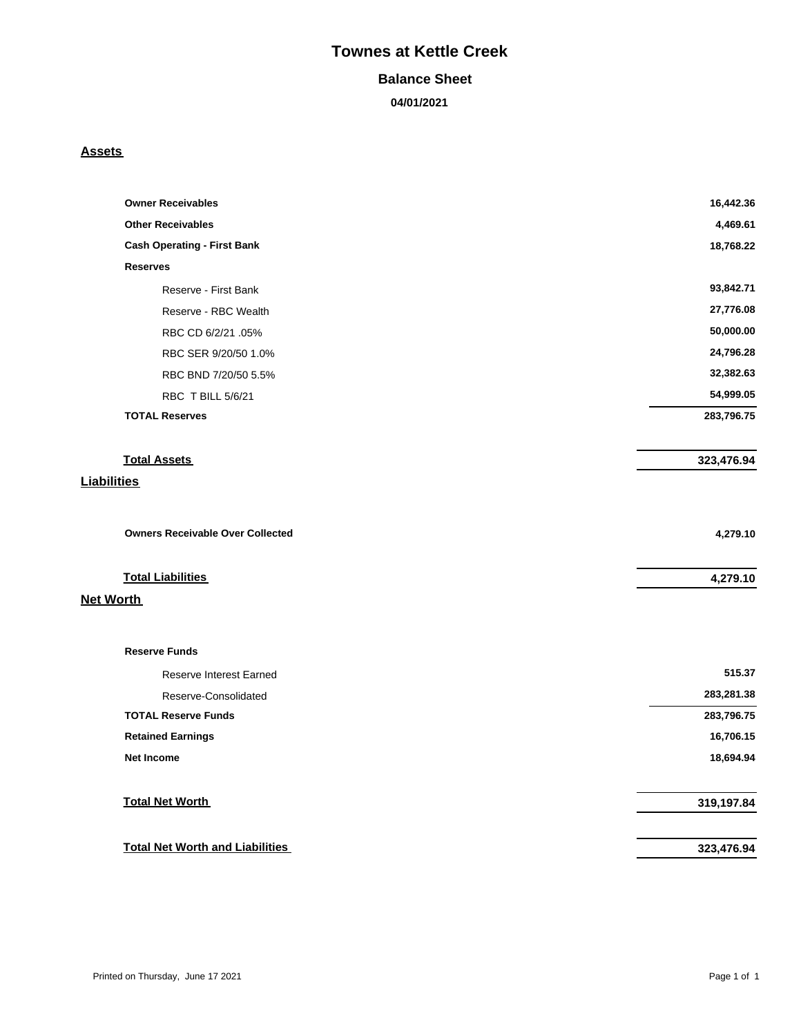# Townes at Kettle Creek

## Balance Sheet

**04/01/2021**

### Assets

| | |
|---|---:|
| **Owner Receivables** | **16,442.36** |
| **Other Receivables** | **4,469.61** |
| **Cash Operating - First Bank** | **18,768.22** |
| **Reserves** | |
| Reserve - First Bank | **93,842.71** |
| Reserve - RBC Wealth | **27,776.08** |
| RBC CD 6/2/21 .05% | **50,000.00** |
| RBC SER 9/20/50 1.0% | **24,796.28** |
| RBC BND 7/20/50 5.5% | **32,382.63** |
| RBC T BILL 5/6/21 | **54,999.05** |
| **TOTAL Reserves** | **283,796.75** |
| **Total Assets** | **323,476.94** |

### Liabilities

| | |
|---|---:|
| **Owners Receivable Over Collected** | **4,279.10** |
| **Total Liabilities** | **4,279.10** |

### Net Worth

| | |
|---|---:|
| **Reserve Funds** | |
| Reserve Interest Earned | **515.37** |
| Reserve-Consolidated | **283,281.38** |
| **TOTAL Reserve Funds** | **283,796.75** |
| **Retained Earnings** | **16,706.15** |
| **Net Income** | **18,694.94** |
| **Total Net Worth** | **319,197.84** |
| **Total Net Worth and Liabilities** | **323,476.94** |

Printed on Thursday, June 17 2021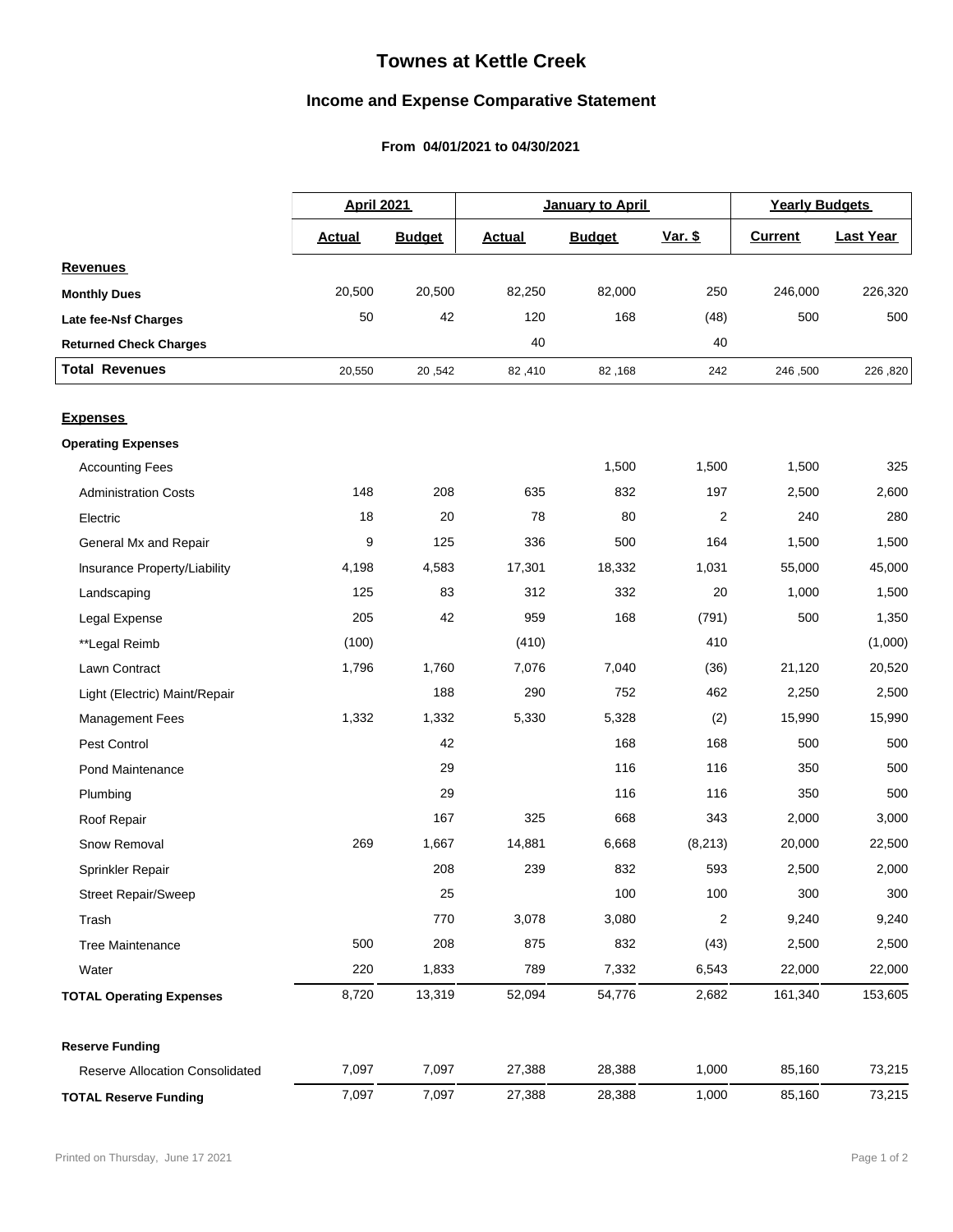# Townes at Kettle Creek

## Income and Expense Comparative Statement

**From 04/01/2021 to 04/30/2021**

| | April 2021 | | January to April | | | Yearly Budgets | |
|---|---|---|---|---|---|---|---|
| | **Actual** | **Budget** | **Actual** | **Budget** | **Var. $** | **Current** | **Last Year** |
| **Revenues** | | | | | | | |
| **Monthly Dues** | 20,500 | 20,500 | 82,250 | 82,000 | 250 | 246,000 | 226,320 |
| **Late fee-Nsf Charges** | 50 | 42 | 120 | 168 | (48) | 500 | 500 |
| **Returned Check Charges** | | | 40 | | 40 | | |
| **Total Revenues** | 20,550 | 20 ,542 | 82 ,410 | 82 ,168 | 242 | 246 ,500 | 226 ,820 |
| **Expenses** | | | | | | | |
| **Operating Expenses** | | | | | | | |
| Accounting Fees | | | | 1,500 | 1,500 | 1,500 | 325 |
| Administration Costs | 148 | 208 | 635 | 832 | 197 | 2,500 | 2,600 |
| Electric | 18 | 20 | 78 | 80 | 2 | 240 | 280 |
| General Mx and Repair | 9 | 125 | 336 | 500 | 164 | 1,500 | 1,500 |
| Insurance Property/Liability | 4,198 | 4,583 | 17,301 | 18,332 | 1,031 | 55,000 | 45,000 |
| Landscaping | 125 | 83 | 312 | 332 | 20 | 1,000 | 1,500 |
| Legal Expense | 205 | 42 | 959 | 168 | (791) | 500 | 1,350 |
| **Legal Reimb | (100) | | (410) | | 410 | | (1,000) |
| Lawn Contract | 1,796 | 1,760 | 7,076 | 7,040 | (36) | 21,120 | 20,520 |
| Light (Electric) Maint/Repair | | 188 | 290 | 752 | 462 | 2,250 | 2,500 |
| Management Fees | 1,332 | 1,332 | 5,330 | 5,328 | (2) | 15,990 | 15,990 |
| Pest Control | | 42 | | 168 | 168 | 500 | 500 |
| Pond Maintenance | | 29 | | 116 | 116 | 350 | 500 |
| Plumbing | | 29 | | 116 | 116 | 350 | 500 |
| Roof Repair | | 167 | 325 | 668 | 343 | 2,000 | 3,000 |
| Snow Removal | 269 | 1,667 | 14,881 | 6,668 | (8,213) | 20,000 | 22,500 |
| Sprinkler Repair | | 208 | 239 | 832 | 593 | 2,500 | 2,000 |
| Street Repair/Sweep | | 25 | | 100 | 100 | 300 | 300 |
| Trash | | 770 | 3,078 | 3,080 | 2 | 9,240 | 9,240 |
| Tree Maintenance | 500 | 208 | 875 | 832 | (43) | 2,500 | 2,500 |
| Water | 220 | 1,833 | 789 | 7,332 | 6,543 | 22,000 | 22,000 |
| **TOTAL Operating Expenses** | 8,720 | 13,319 | 52,094 | 54,776 | 2,682 | 161,340 | 153,605 |
| **Reserve Funding** | | | | | | | |
| Reserve Allocation Consolidated | 7,097 | 7,097 | 27,388 | 28,388 | 1,000 | 85,160 | 73,215 |
| **TOTAL Reserve Funding** | 7,097 | 7,097 | 27,388 | 28,388 | 1,000 | 85,160 | 73,215 |

Printed on Thursday, June 17 2021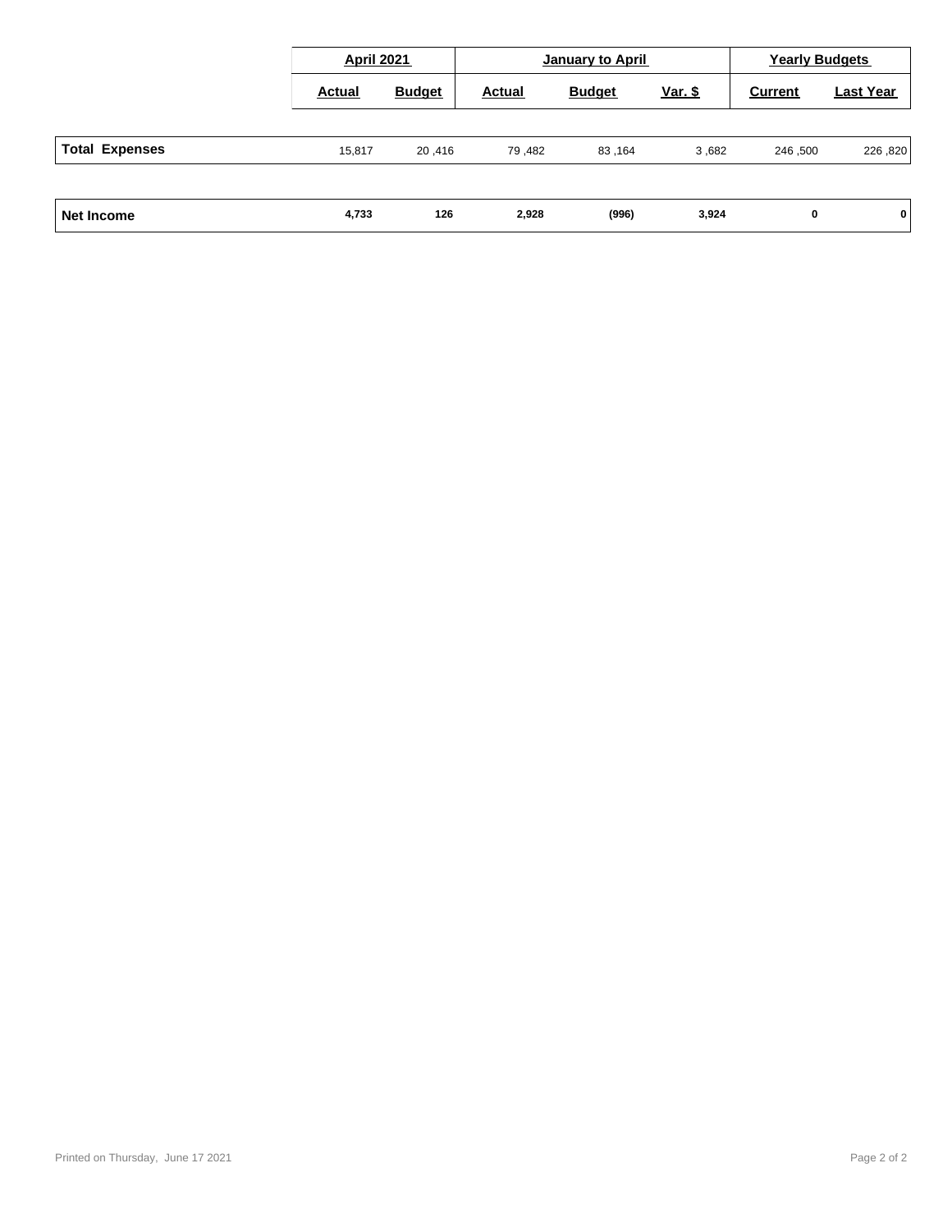| | April 2021 | | January to April | | | Yearly Budgets | |
|---|---|---|---|---|---|---|---|
| | Actual | Budget | Actual | Budget | Var. $ | Current | Last Year |
| **Total Expenses** | 15,817 | 20 ,416 | 79 ,482 | 83 ,164 | 3 ,682 | 246 ,500 | 226 ,820 |
| **Net Income** | **4,733** | **126** | **2,928** | **(996)** | **3,924** | **0** | **0** |

Printed on Thursday, June 17 2021